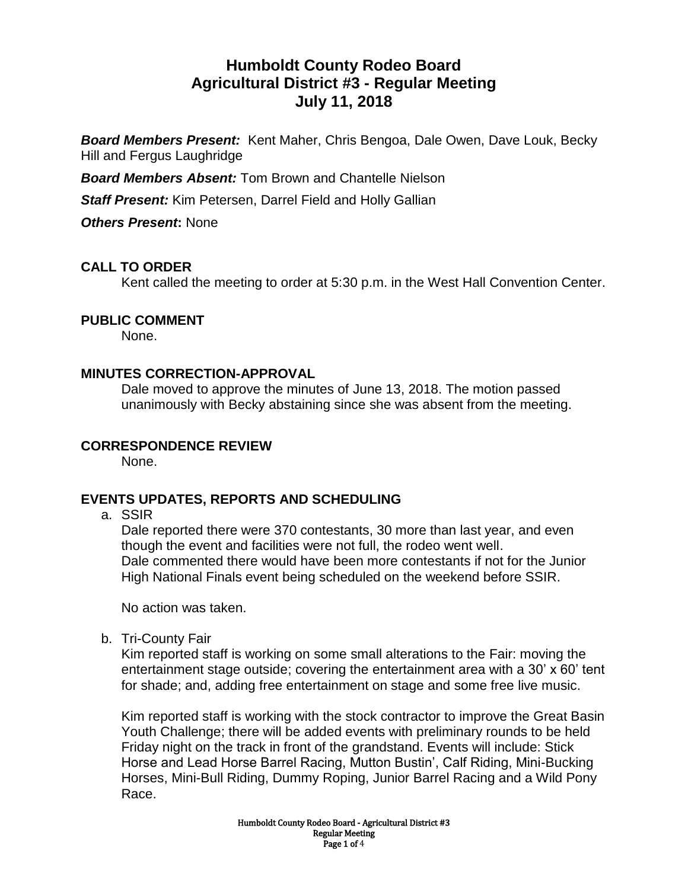# Humboldt County Rodeo Board
# Agricultural District #3 - Regular Meeting
# July 11, 2018

***Board Members Present:*** Kent Maher, Chris Bengoa, Dale Owen, Dave Louk, Becky Hill and Fergus Laughridge

***Board Members Absent:*** Tom Brown and Chantelle Nielson

***Staff Present:*** Kim Petersen, Darrel Field and Holly Gallian

***Others Present*:** None

## CALL TO ORDER

Kent called the meeting to order at 5:30 p.m. in the West Hall Convention Center.

## PUBLIC COMMENT

None.

## MINUTES CORRECTION-APPROVAL

Dale moved to approve the minutes of June 13, 2018. The motion passed unanimously with Becky abstaining since she was absent from the meeting.

## CORRESPONDENCE REVIEW

None.

## EVENTS UPDATES, REPORTS AND SCHEDULING

a. SSIR

Dale reported there were 370 contestants, 30 more than last year, and even though the event and facilities were not full, the rodeo went well.
Dale commented there would have been more contestants if not for the Junior High National Finals event being scheduled on the weekend before SSIR.

No action was taken.

b. Tri-County Fair

Kim reported staff is working on some small alterations to the Fair: moving the entertainment stage outside; covering the entertainment area with a 30' x 60' tent for shade; and, adding free entertainment on stage and some free live music.

Kim reported staff is working with the stock contractor to improve the Great Basin Youth Challenge; there will be added events with preliminary rounds to be held Friday night on the track in front of the grandstand. Events will include: Stick Horse and Lead Horse Barrel Racing, Mutton Bustin', Calf Riding, Mini-Bucking Horses, Mini-Bull Riding, Dummy Roping, Junior Barrel Racing and a Wild Pony Race.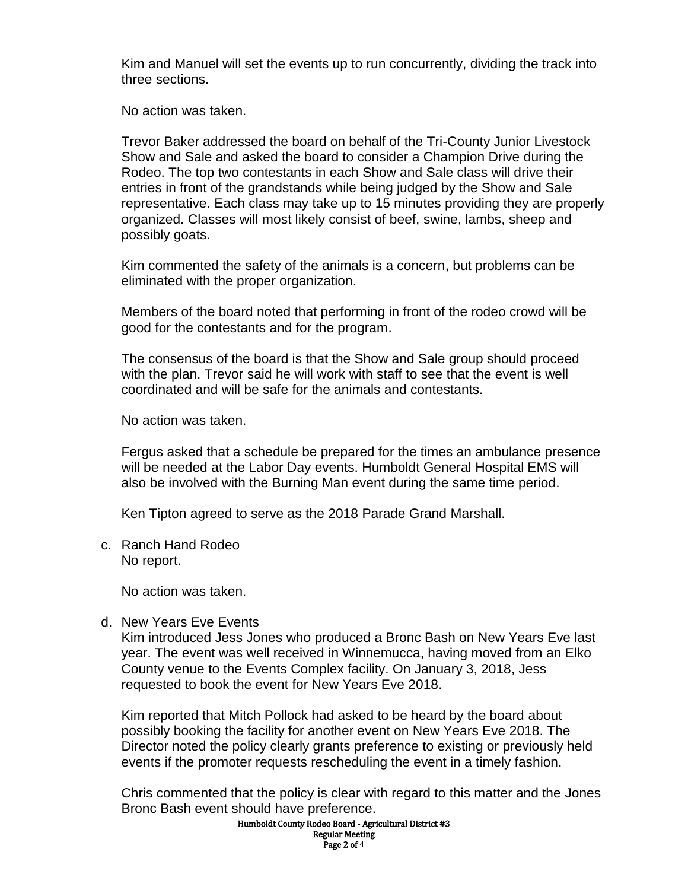Kim and Manuel will set the events up to run concurrently, dividing the track into three sections.

No action was taken.

Trevor Baker addressed the board on behalf of the Tri-County Junior Livestock Show and Sale and asked the board to consider a Champion Drive during the Rodeo. The top two contestants in each Show and Sale class will drive their entries in front of the grandstands while being judged by the Show and Sale representative. Each class may take up to 15 minutes providing they are properly organized. Classes will most likely consist of beef, swine, lambs, sheep and possibly goats.

Kim commented the safety of the animals is a concern, but problems can be eliminated with the proper organization.

Members of the board noted that performing in front of the rodeo crowd will be good for the contestants and for the program.

The consensus of the board is that the Show and Sale group should proceed with the plan. Trevor said he will work with staff to see that the event is well coordinated and will be safe for the animals and contestants.

No action was taken.

Fergus asked that a schedule be prepared for the times an ambulance presence will be needed at the Labor Day events. Humboldt General Hospital EMS will also be involved with the Burning Man event during the same time period.

Ken Tipton agreed to serve as the 2018 Parade Grand Marshall.

c. Ranch Hand Rodeo
   No report.

   No action was taken.

d. New Years Eve Events
   Kim introduced Jess Jones who produced a Bronc Bash on New Years Eve last year. The event was well received in Winnemucca, having moved from an Elko County venue to the Events Complex facility. On January 3, 2018, Jess requested to book the event for New Years Eve 2018.

   Kim reported that Mitch Pollock had asked to be heard by the board about possibly booking the facility for another event on New Years Eve 2018. The Director noted the policy clearly grants preference to existing or previously held events if the promoter requests rescheduling the event in a timely fashion.

   Chris commented that the policy is clear with regard to this matter and the Jones Bronc Bash event should have preference.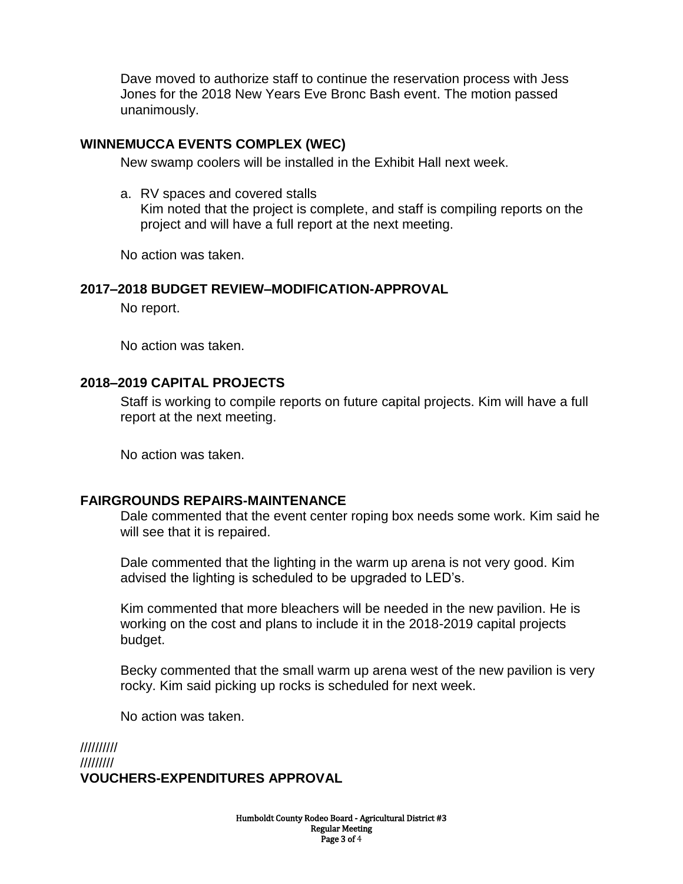Dave moved to authorize staff to continue the reservation process with Jess Jones for the 2018 New Years Eve Bronc Bash event. The motion passed unanimously.

## WINNEMUCCA EVENTS COMPLEX (WEC)

New swamp coolers will be installed in the Exhibit Hall next week.

a. RV spaces and covered stalls
   Kim noted that the project is complete, and staff is compiling reports on the project and will have a full report at the next meeting.

No action was taken.

## 2017–2018 BUDGET REVIEW–MODIFICATION-APPROVAL

No report.

No action was taken.

## 2018–2019 CAPITAL PROJECTS

Staff is working to compile reports on future capital projects. Kim will have a full report at the next meeting.

No action was taken.

## FAIRGROUNDS REPAIRS-MAINTENANCE

Dale commented that the event center roping box needs some work. Kim said he will see that it is repaired.

Dale commented that the lighting in the warm up arena is not very good. Kim advised the lighting is scheduled to be upgraded to LED's.

Kim commented that more bleachers will be needed in the new pavilion. He is working on the cost and plans to include it in the 2018-2019 capital projects budget.

Becky commented that the small warm up arena west of the new pavilion is very rocky. Kim said picking up rocks is scheduled for next week.

No action was taken.

//////////
/////////

## VOUCHERS-EXPENDITURES APPROVAL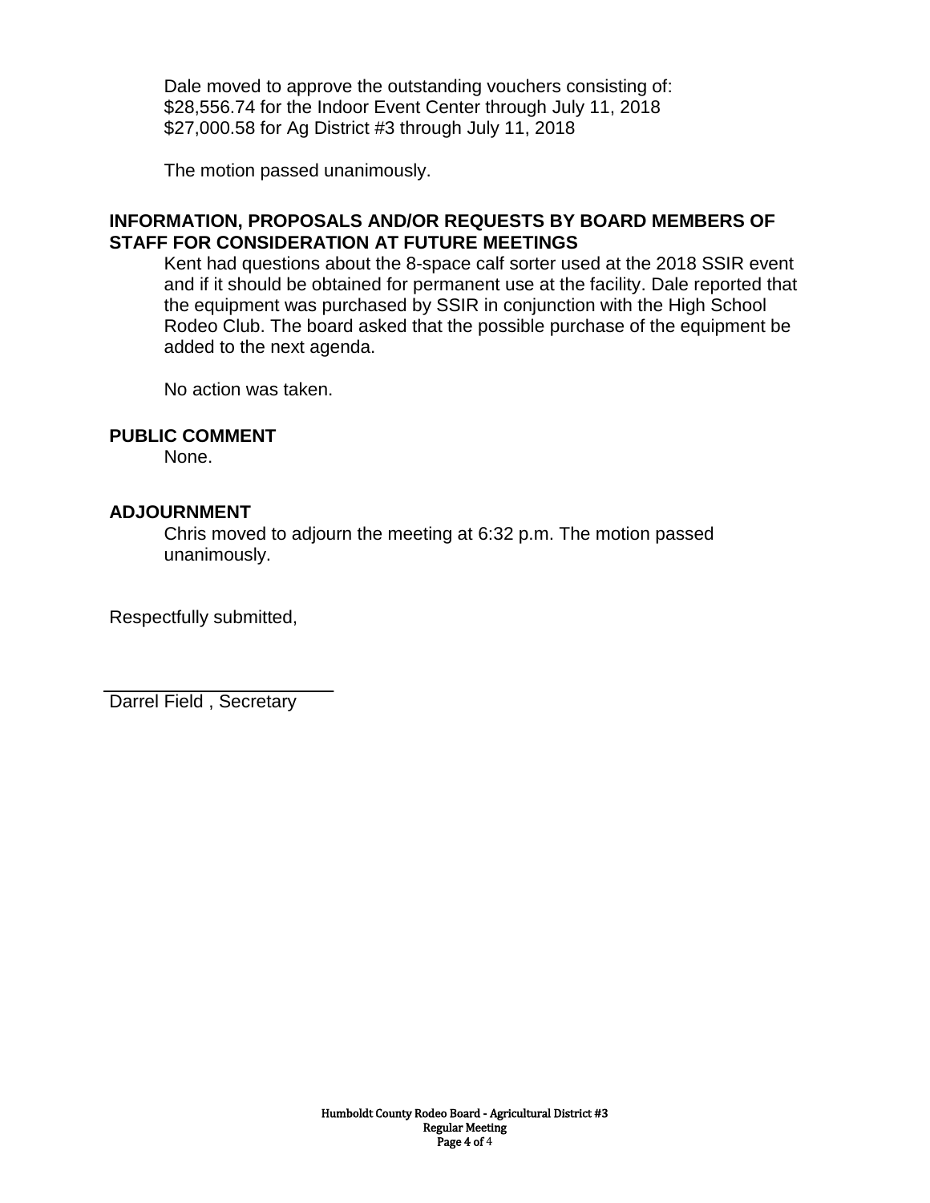Dale moved to approve the outstanding vouchers consisting of:
$28,556.74 for the Indoor Event Center through July 11, 2018
$27,000.58 for Ag District #3 through July 11, 2018

The motion passed unanimously.

**INFORMATION, PROPOSALS AND/OR REQUESTS BY BOARD MEMBERS OF STAFF FOR CONSIDERATION AT FUTURE MEETINGS**

Kent had questions about the 8-space calf sorter used at the 2018 SSIR event and if it should be obtained for permanent use at the facility. Dale reported that the equipment was purchased by SSIR in conjunction with the High School Rodeo Club. The board asked that the possible purchase of the equipment be added to the next agenda.

No action was taken.

**PUBLIC COMMENT**

None.

**ADJOURNMENT**

Chris moved to adjourn the meeting at 6:32 p.m. The motion passed unanimously.

Respectfully submitted,

Darrel Field , Secretary